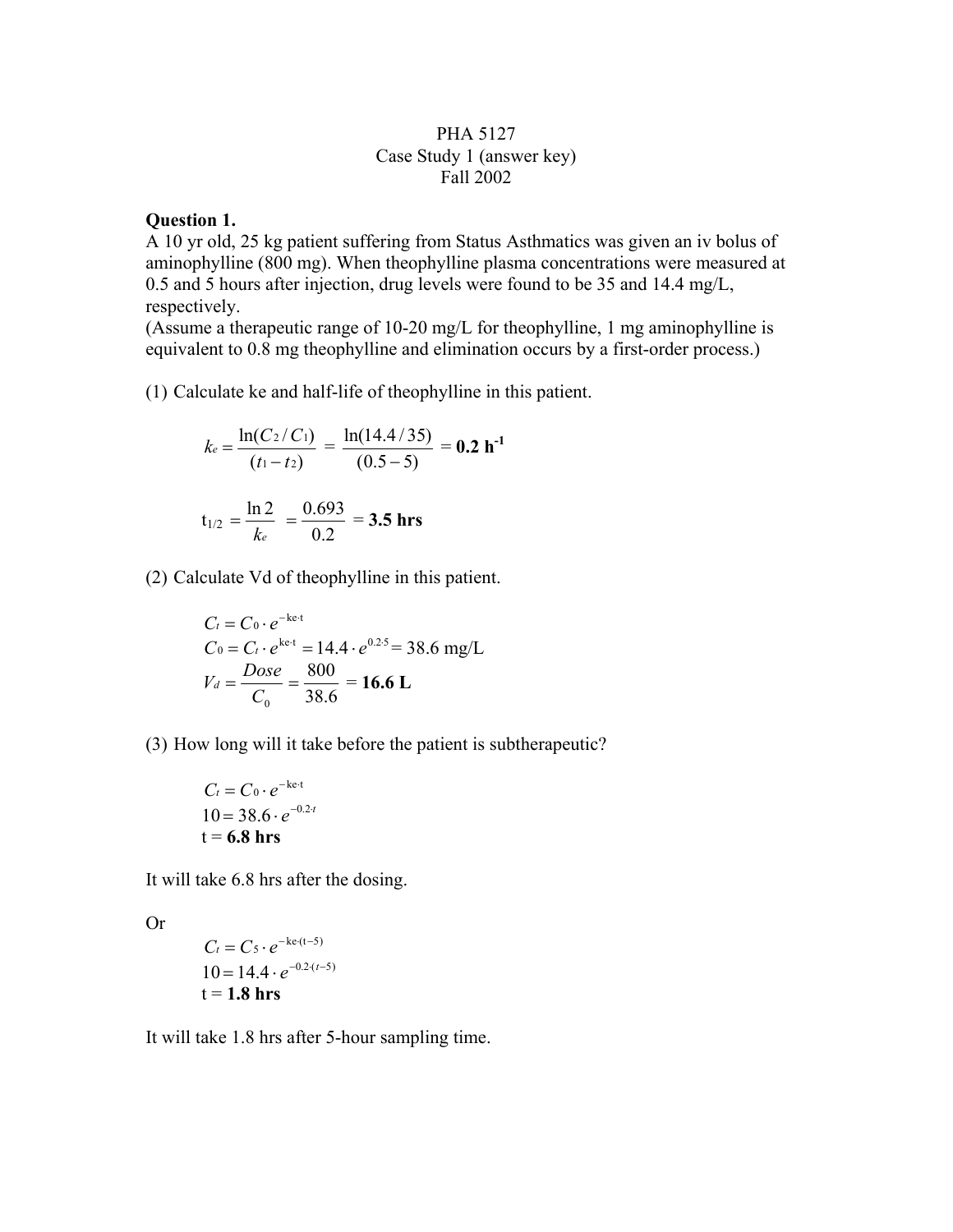PHA 5127

Case Study 1 (answer key)

Fall 2002

**Question 1.**

A 10 yr old, 25 kg patient suffering from Status Asthmatics was given an iv bolus of aminophylline (800 mg). When theophylline plasma concentrations were measured at 0.5 and 5 hours after injection, drug levels were found to be 35 and 14.4 mg/L, respectively.

(Assume a therapeutic range of 10-20 mg/L for theophylline, 1 mg aminophylline is equivalent to 0.8 mg theophylline and elimination occurs by a first-order process.)

(1) Calculate ke and half-life of theophylline in this patient.

$$k_e = \frac{\ln(C_2/C_1)}{(t_1 - t_2)} = \frac{\ln(14.4/35)}{(0.5-5)} = \mathbf{0.2\ h^{-1}}$$

$$t_{1/2} = \frac{\ln 2}{k_e} = \frac{0.693}{0.2} = \mathbf{3.5\ hrs}$$

(2) Calculate Vd of theophylline in this patient.

$$C_t = C_0 \cdot e^{-\mathrm{ke}\cdot t}$$

$$C_0 = C_t \cdot e^{\mathrm{ke}\cdot t} = 14.4 \cdot e^{0.2\cdot 5} = 38.6 \text{ mg/L}$$

$$V_d = \frac{Dose}{C_0} = \frac{800}{38.6} = \mathbf{16.6\ L}$$

(3) How long will it take before the patient is subtherapeutic?

$$C_t = C_0 \cdot e^{-\mathrm{ke}\cdot t}$$

$$10 = 38.6 \cdot e^{-0.2 \cdot t}$$

$$t = \mathbf{6.8\ hrs}$$

It will take 6.8 hrs after the dosing.

Or

$$C_t = C_5 \cdot e^{-\mathrm{ke}\cdot(t-5)}$$

$$10 = 14.4 \cdot e^{-0.2\cdot(t-5)}$$

$$t = \mathbf{1.8\ hrs}$$

It will take 1.8 hrs after 5-hour sampling time.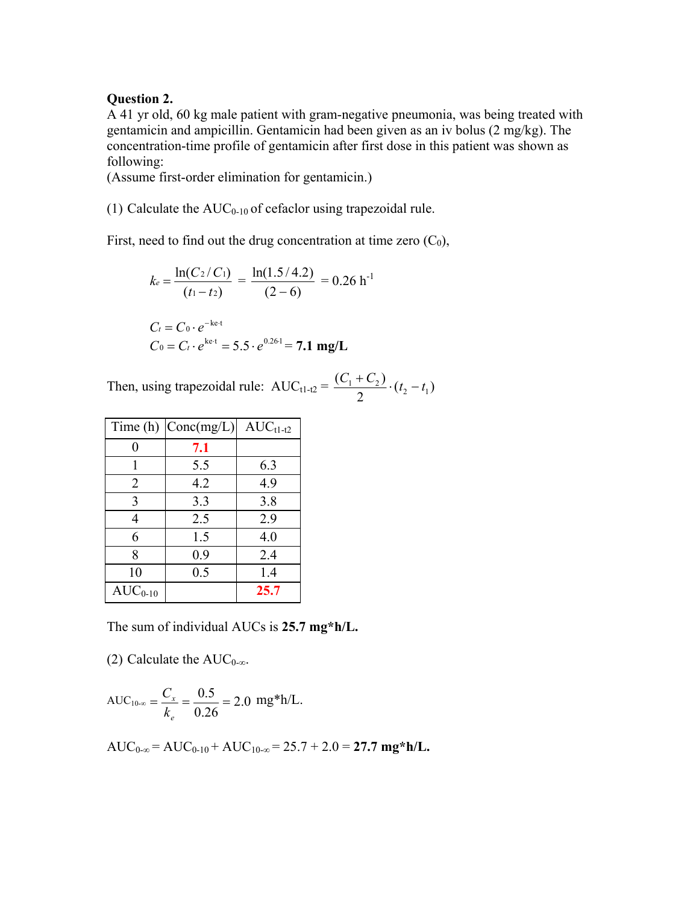**Question 2.**

A 41 yr old, 60 kg male patient with gram-negative pneumonia, was being treated with gentamicin and ampicillin. Gentamicin had been given as an iv bolus (2 mg/kg). The concentration-time profile of gentamicin after first dose in this patient was shown as following:

(Assume first-order elimination for gentamicin.)

(1) Calculate the $AUC_{0\text{-}10}$ of cefaclor using trapezoidal rule.

First, need to find out the drug concentration at time zero ($C_0$),

$$k_e = \frac{\ln(C_2/C_1)}{(t_1 - t_2)} = \frac{\ln(1.5/4.2)}{(2-6)} = 0.26\ \text{h}^{-1}$$

$$C_t = C_0 \cdot e^{-ke \cdot t}$$

$$C_0 = C_t \cdot e^{ke \cdot t} = 5.5 \cdot e^{0.26 \cdot 1} = \mathbf{7.1\ mg/L}$$

Then, using trapezoidal rule: $AUC_{t1\text{-}t2} = \frac{(C_1 + C_2)}{2} \cdot (t_2 - t_1)$

| Time (h) | Conc(mg/L) | $AUC_{t1\text{-}t2}$ |
|---|---|---|
| 0 | 7.1 | |
| 1 | 5.5 | 6.3 |
| 2 | 4.2 | 4.9 |
| 3 | 3.3 | 3.8 |
| 4 | 2.5 | 2.9 |
| 6 | 1.5 | 4.0 |
| 8 | 0.9 | 2.4 |
| 10 | 0.5 | 1.4 |
| $AUC_{0\text{-}10}$ | | 25.7 |

The sum of individual AUCs is **25.7 mg*h/L.**

(2) Calculate the $AUC_{0\text{-}\infty}$.

$$AUC_{10\text{-}\infty} = \frac{C_x}{k_e} = \frac{0.5}{0.26} = 2.0\ \text{mg*h/L.}$$

$AUC_{0\text{-}\infty} = AUC_{0\text{-}10} + AUC_{10\text{-}\infty} = 25.7 + 2.0 =$ **27.7 mg*h/L.**